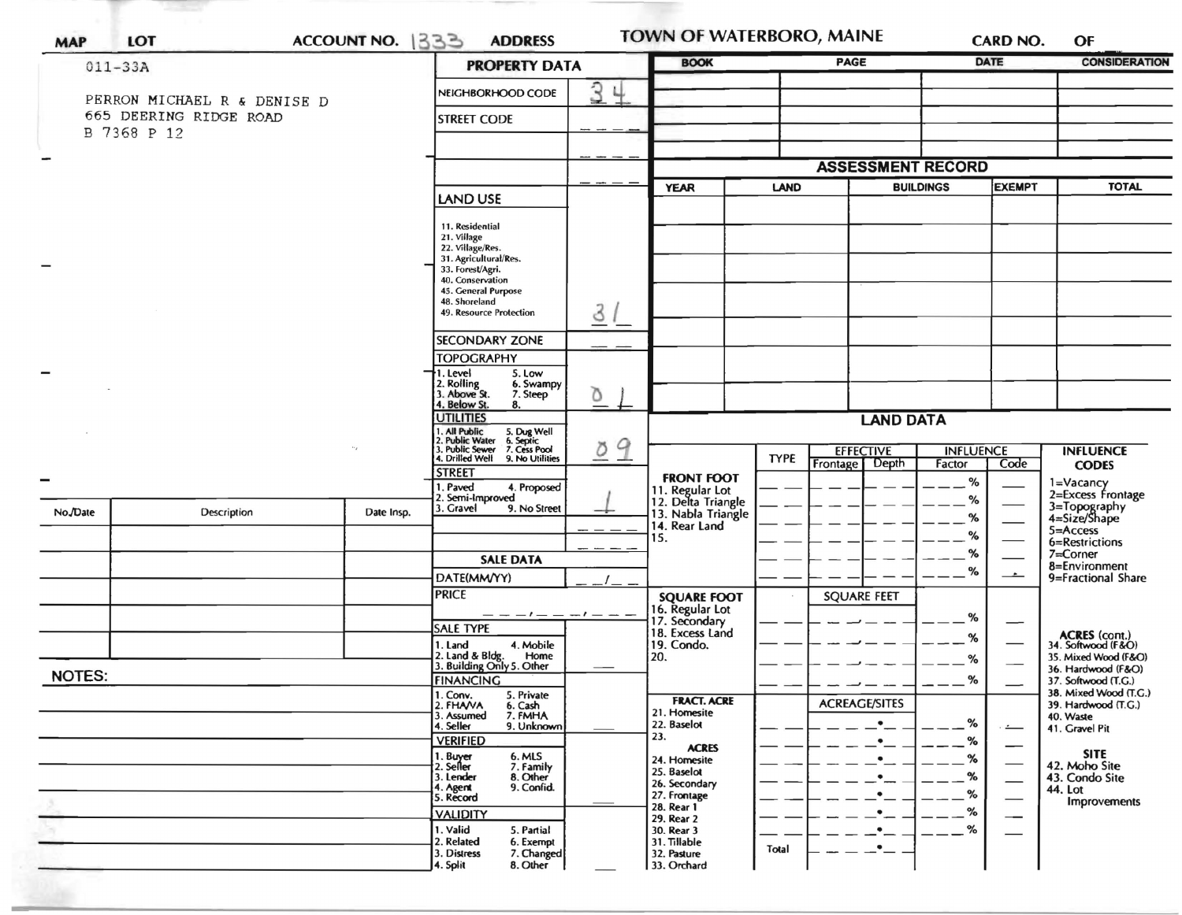| MAP | LOT | ACCOUNT NO. 1333 | ADDRESS | TOWN OF WATERBORO, MAINE | CARD NO. | OF |
|---|---|---|---|---|---|---|

011-33A

PERRON MICHAEL R & DENISE D
665 DEERING RIDGE ROAD
B 7368 P 12

## PROPERTY DATA

| Field | Value |
|---|---|
| NEIGHBORHOOD CODE | 34 |
| STREET CODE | |
| LAND USE (11. Residential, 21. Village, 22. Village/Res., 31. Agricultural/Res., 33. Forest/Agri., 40. Conservation, 45. General Purpose, 48. Shoreland, 49. Resource Protection) | 31 |
| SECONDARY ZONE | |
| TOPOGRAPHY (1. Level, 2. Rolling, 3. Above St., 4. Below St., 5. Low, 6. Swampy, 7. Steep, 8.) | 01 |
| UTILITIES (1. All Public, 2. Public Water, 3. Public Sewer, 4. Drilled Well, 5. Dug Well, 6. Septic, 7. Cess Pool, 9. No Utilities) | 09 |
| STREET (1. Paved, 2. Semi-Improved, 3. Gravel, 4. Proposed, 9. No Street) | 1 |

### SALE DATA

| Field | Value |
|---|---|
| DATE(MM/YY) | / |
| PRICE | |
| SALE TYPE (1. Land, 2. Land & Bldg., 3. Building Only, 4. Mobile Home, 5. Other) | |
| FINANCING (1. Conv., 2. FHA/VA, 3. Assumed, 4. Seller, 5. Private, 6. Cash, 7. FMHA, 9. Unknown) | |
| VERIFIED (1. Buyer, 2. Seller, 3. Lender, 4. Agent, 5. Record, 6. MLS, 7. Family, 8. Other, 9. Confid.) | |
| VALIDITY (1. Valid, 2. Related, 3. Distress, 4. Split, 5. Partial, 6. Exempt, 7. Changed, 8. Other) | |

| BOOK | PAGE | DATE | CONSIDERATION |
|---|---|---|---|
| | | | |

## ASSESSMENT RECORD

| YEAR | LAND | BUILDINGS | EXEMPT | TOTAL |
|---|---|---|---|---|
| | | | | |

## LAND DATA

| | TYPE | EFFECTIVE Frontage | EFFECTIVE Depth | INFLUENCE Factor | INFLUENCE Code |
|---|---|---|---|---|---|
| **FRONT FOOT** 11. Regular Lot, 12. Delta Triangle, 13. Nabla Triangle, 14. Rear Land, 15. | | | | % | |
| **SQUARE FOOT** 16. Regular Lot, 17. Secondary, 18. Excess Land, 19. Condo., 20. | | SQUARE FEET | | % | |
| **FRACT. ACRE** 21. Homesite, 22. Baselot, 23. | | ACREAGE/SITES | | % | |
| **ACRES** 24. Homesite, 25. Baselot, 26. Secondary, 27. Frontage, 28. Rear 1, 29. Rear 2, 30. Rear 3, 31. Tillable, 32. Pasture, 33. Orchard | | | | % | |
| | Total | | | | |

**INFLUENCE CODES**
1=Vacancy
2=Excess Frontage
3=Topography
4=Size/Shape
5=Access
6=Restrictions
7=Corner
8=Environment
9=Fractional Share

**ACRES (cont.)**
34. Softwood (F&O)
35. Mixed Wood (F&O)
36. Hardwood (F&O)
37. Softwood (T.G.)
38. Mixed Wood (T.G.)
39. Hardwood (T.G.)
40. Waste
41. Gravel Pit

**SITE**
42. Moho Site
43. Condo Site
44. Lot Improvements

| No./Date | Description | Date Insp. |
|---|---|---|
| | | |

NOTES: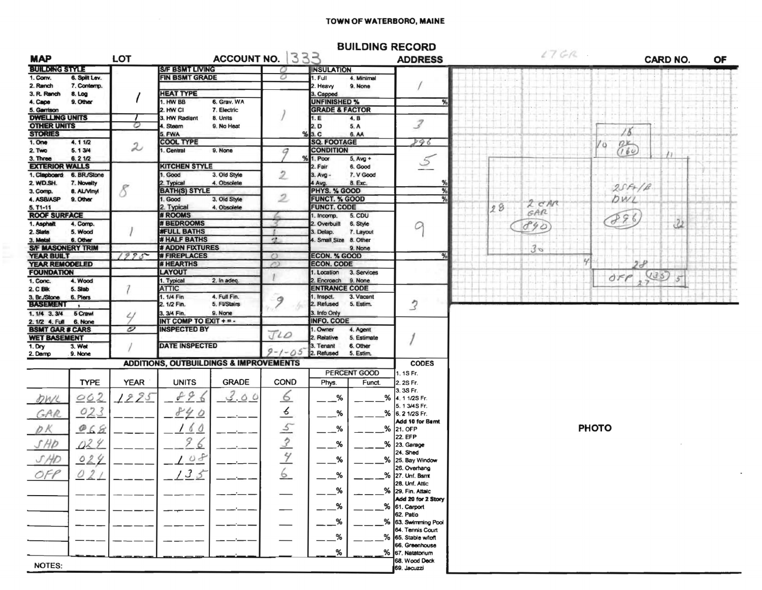TOWN OF WATERBORO, MAINE

# BUILDING RECORD

MAP | LOT | ACCOUNT NO. 1333 | ADDRESS | 47 GR | CARD NO. | OF

| Field | Value | Field | Value | Field | Value |
|---|---|---|---|---|---|
| **BUILDING STYLE** 1. Conv. 2. Ranch 3. R. Ranch 4. Cape 5. Garrison 6. Split Lev. 7. Contemp. 8. Log 9. Other | 1 | **S/F BSMT LIVING** | 0 | **INSULATION** 1. Full 2. Heavy 3. Capped 4. Minimal 9. None | 1 |
| **DWELLING UNITS** | 1 | **FIN BSMT GRADE** | 0 | **UNFINISHED %** | % |
| **OTHER UNITS** | 0 | **HEAT TYPE** 1. HW BB 2. HW CI 3. HW Radiant 4. Steam 5. FWA 6. Grav. WA 7. Electric 8. Units 9. No Heat | 1 | **GRADE & FACTOR** 1. E 2. D 3. C 4. B 5. A 6. AA | 3 % |
| **STORIES** 1. One 2. Two 3. Three 4. 1 1/2 5. 1 3/4 6. 2 1/2 | 2 | **COOL TYPE** 1. Central 9. None | 9 % | **SQ. FOOTAGE** | 896 |
| **EXTERIOR WALLS** 1. Clapboard 2. WD.SH. 3. Comp. 4. ASB/ASP 5. T1-11 6. BR/Stone 7. Novelty 8. AL/Vinyl 9. Other | 8 | **KITCHEN STYLE** 1. Good 2. Typical 3. Old Style 4. Obsolete | 2 | **CONDITION** 1. Poor 2. Fair 3. Avg - 4. Avg. 5. Avg + 6. Good 7. V Good 8. Exc. | 5 |
| | | **BATH(S) STYLE** 1. Good 2. Typical 3. Old Style 4. Obsolete | 2 | **PHYS. % GOOD** | % |
| | | | | **FUNCT. % GOOD** | % |
| **ROOF SURFACE** 1. Asphalt 2. Slate 3. Metal 4. Comp. 5. Wood 6. Other | 1 | **# ROOMS** | 6 | **FUNCT. CODE** 1. Incomp. 2. Overbuilt 3. Delap. 4. Small Size 5. CDU 6. Style 7. Layout 8. Other 9. None | 9 |
| | | **# BEDROOMS** | 3 | | |
| | | **#FULL BATHS** | 1 | | |
| | | **# HALF BATHS** | 1 | | |
| **S/F MASONERY TRIM** | | **# ADDN FIXTURES** | | | |
| **YEAR BUILT** | 1985 | **# FIREPLACES** | 0 | **ECON. % GOOD** | % |
| **YEAR REMODELED** | | **# HEARTHS** | 0 | **ECON. CODE** 1. Location 2. Encroach 3. Services 9. None | |
| **FOUNDATION** 1. Conc. 2. C Blk 3. Br./Stone 4. Wood 5. Slab 6. Piers | 1 | **LAYOUT** 1. Typical 2. In adeq. | 1 | | |
| **BASEMENT** 1. 1/4 2. 1/2 3. 3/4 4. Full 5 Crawl 6. None | 4 | **ATTIC** 1. 1/4 Fin 2. 1/2 Fin. 3. 3/4 Fin. 4. Full Fin. 5. Fl/Stairs 9. None | 9 | **ENTRANCE CODE** 1. Inspct. 2. Refused 3. Info Only 4. Vacant 5. Estim. | 3 |
| **BSMT GAR # CARS** | 0 | **INT COMP TO EXIT + = -** | | **INFO. CODE** 1. Owner 2. Relative 3. Tenant 4. Agent 5. Estimate 6. Other | 1 |
| **WET BASEMENT** 1. Dry 2. Damp 3. Wet 9. None | 1 | **INSPECTED BY** | JLO | | |
| | | **DATE INSPECTED** | 9-1-05 | | |

Sketch: 2 CAR GAR (840) 28 x 30; 2SF+/B DWL (896) 28 x 32; DK (160) 16 x 10; OFP (135) 27 x 5

## ADDITIONS, OUTBUILDINGS & IMPROVEMENTS

| | TYPE | YEAR | UNITS | GRADE | COND | PERCENT GOOD Phys. | Funct. |
|---|---|---|---|---|---|---|---|
| DWL | 062 | 1985 | 896 | 3.00 | 6 | % | % |
| GAR | 023 | | 840 | | 6 | % | % |
| DK | 068 | | 160 | | 5 | % | % |
| SHD | 024 | | 96 | | 3 | % | % |
| SHD | 024 | | 108 | | 4 | % | % |
| OFP | 021 | | 135 | | 6 | % | % |

**CODES**
1. 1S Fr.
2. 2S Fr.
3. 3S Fr.
4. 1 1/2S Fr.
5. 1 3/4S Fr.
6. 2 1/2S Fr.

**Add 10 for Bsmt**

21. OFP
22. EFP
23. Garage
24. Shed
25. Bay Window
26. Overhang
27. Unf. Bsmt
28. Unf. Attic
29. Fin. Attic

**Add 20 for 2 Story**

61. Carport
62. Patio
63. Swimming Pool
64. Tennis Court
65. Stable w/loft
66. Greenhouse
67. Natatorium
68. Wood Deck
69. Jacuzzi

NOTES:

PHOTO